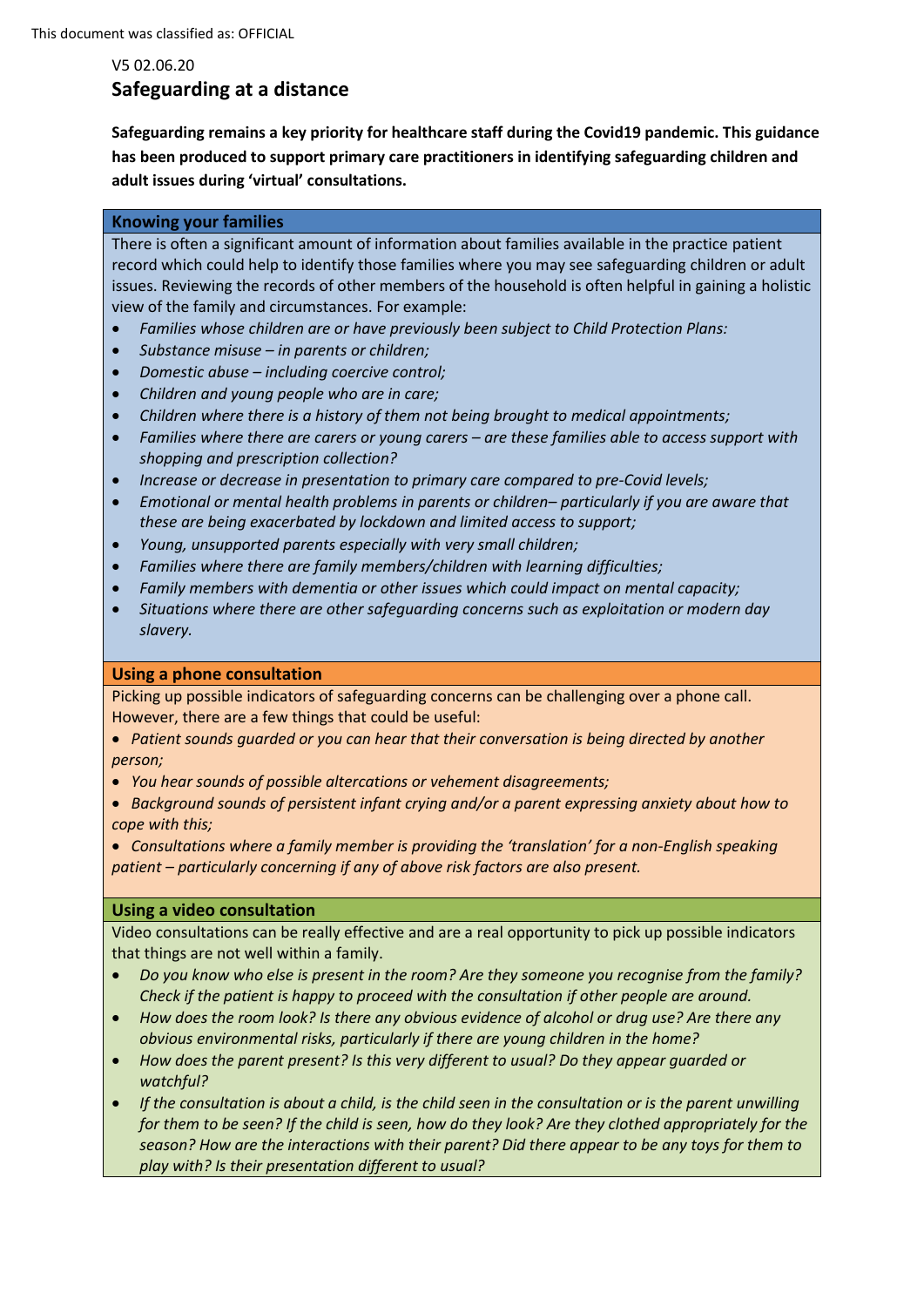V5 02.06.20

# Safeguarding at a distance

**Safeguarding remains a key priority for healthcare staff during the Covid19 pandemic. This guidance has been produced to support primary care practitioners in identifying safeguarding children and adult issues during 'virtual' consultations.**

## Knowing your families

There is often a significant amount of information about families available in the practice patient record which could help to identify those families where you may see safeguarding children or adult issues. Reviewing the records of other members of the household is often helpful in gaining a holistic view of the family and circumstances. For example:

- *Families whose children are or have previously been subject to Child Protection Plans:*
- *Substance misuse – in parents or children;*
- *Domestic abuse – including coercive control;*
- *Children and young people who are in care;*
- *Children where there is a history of them not being brought to medical appointments;*
- *Families where there are carers or young carers – are these families able to access support with shopping and prescription collection?*
- *Increase or decrease in presentation to primary care compared to pre-Covid levels;*
- *Emotional or mental health problems in parents or children– particularly if you are aware that these are being exacerbated by lockdown and limited access to support;*
- *Young, unsupported parents especially with very small children;*
- *Families where there are family members/children with learning difficulties;*
- *Family members with dementia or other issues which could impact on mental capacity;*
- *Situations where there are other safeguarding concerns such as exploitation or modern day slavery.*

## Using a phone consultation

Picking up possible indicators of safeguarding concerns can be challenging over a phone call. However, there are a few things that could be useful:

- *Patient sounds guarded or you can hear that their conversation is being directed by another person;*
- *You hear sounds of possible altercations or vehement disagreements;*
- *Background sounds of persistent infant crying and/or a parent expressing anxiety about how to cope with this;*
- *Consultations where a family member is providing the 'translation' for a non-English speaking patient – particularly concerning if any of above risk factors are also present.*

## Using a video consultation

Video consultations can be really effective and are a real opportunity to pick up possible indicators that things are not well within a family.

- *Do you know who else is present in the room? Are they someone you recognise from the family? Check if the patient is happy to proceed with the consultation if other people are around.*
- *How does the room look? Is there any obvious evidence of alcohol or drug use? Are there any obvious environmental risks, particularly if there are young children in the home?*
- *How does the parent present? Is this very different to usual? Do they appear guarded or watchful?*
- *If the consultation is about a child, is the child seen in the consultation or is the parent unwilling for them to be seen? If the child is seen, how do they look? Are they clothed appropriately for the season? How are the interactions with their parent? Did there appear to be any toys for them to play with? Is their presentation different to usual?*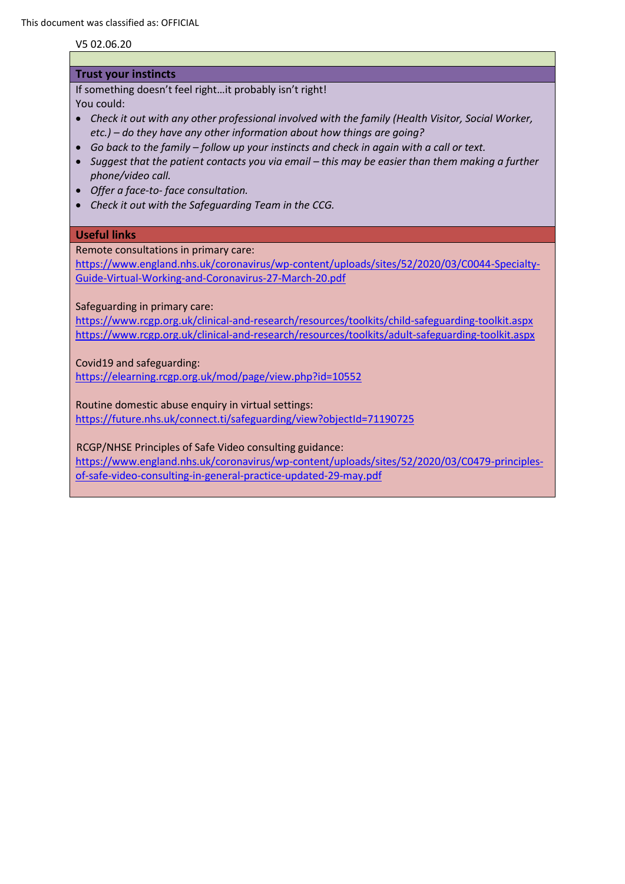This document was classified as: OFFICIAL

V5 02.06.20

## Trust your instincts

If something doesn't feel right…it probably isn't right!
You could:

- *Check it out with any other professional involved with the family (Health Visitor, Social Worker, etc.) – do they have any other information about how things are going?*
- *Go back to the family – follow up your instincts and check in again with a call or text.*
- *Suggest that the patient contacts you via email – this may be easier than them making a further phone/video call.*
- *Offer a face-to- face consultation.*
- *Check it out with the Safeguarding Team in the CCG.*

## Useful links

Remote consultations in primary care:
https://www.england.nhs.uk/coronavirus/wp-content/uploads/sites/52/2020/03/C0044-Specialty-Guide-Virtual-Working-and-Coronavirus-27-March-20.pdf

Safeguarding in primary care:
https://www.rcgp.org.uk/clinical-and-research/resources/toolkits/child-safeguarding-toolkit.aspx
https://www.rcgp.org.uk/clinical-and-research/resources/toolkits/adult-safeguarding-toolkit.aspx

Covid19 and safeguarding:
https://elearning.rcgp.org.uk/mod/page/view.php?id=10552

Routine domestic abuse enquiry in virtual settings:
https://future.nhs.uk/connect.ti/safeguarding/view?objectId=71190725

RCGP/NHSE Principles of Safe Video consulting guidance:
https://www.england.nhs.uk/coronavirus/wp-content/uploads/sites/52/2020/03/C0479-principles-of-safe-video-consulting-in-general-practice-updated-29-may.pdf